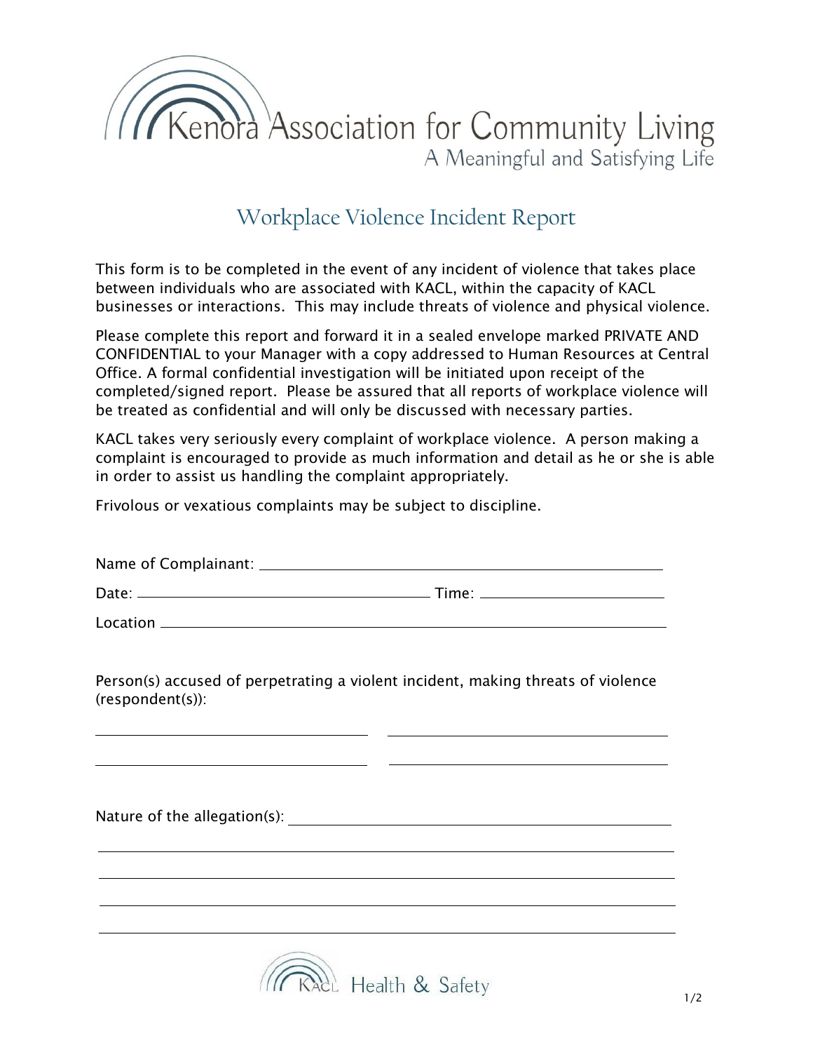# Kenora Association for Community Living

A Meaningful and Satisfying Life

## Workplace Violence Incident Report

This form is to be completed in the event of any incident of violence that takes place between individuals who are associated with KACL, within the capacity of KACL businesses or interactions. This may include threats of violence and physical violence.

Please complete this report and forward it in a sealed envelope marked PRIVATE AND CONFIDENTIAL to your Manager with a copy addressed to Human Resources at Central Office. A formal confidential investigation will be initiated upon receipt of the completed/signed report. Please be assured that all reports of workplace violence will be treated as confidential and will only be discussed with necessary parties.

KACL takes very seriously every complaint of workplace violence. A person making a complaint is encouraged to provide as much information and detail as he or she is able in order to assist us handling the complaint appropriately.

Frivolous or vexatious complaints may be subject to discipline.

Name of Complainant: ______________________________

Date: ______________________ Time: ______________

Location ______________________________

Person(s) accused of perpetrating a violent incident, making threats of violence (respondent(s)):

______________________ ______________________

______________________ ______________________

Nature of the allegation(s): ______________________________

______________________________

______________________________

______________________________

______________________________

KACL Health & Safety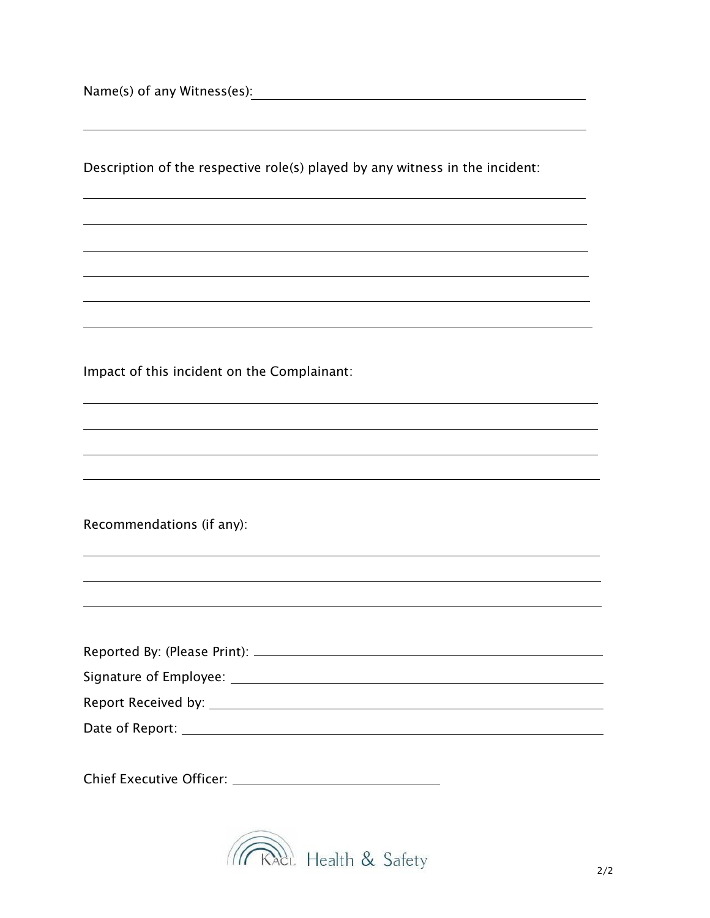Name(s) of any Witness(es): \_\_\_\_\_\_\_\_\_\_\_\_\_\_\_\_\_\_\_\_\_\_\_\_\_\_\_\_\_\_\_\_\_\_\_\_\_\_\_\_

\_\_\_\_\_\_\_\_\_\_\_\_\_\_\_\_\_\_\_\_\_\_\_\_\_\_\_\_\_\_\_\_\_\_\_\_\_\_\_\_\_\_\_\_\_\_\_\_\_\_\_\_\_\_\_\_\_\_\_\_\_\_\_\_

Description of the respective role(s) played by any witness in the incident:

\_\_\_\_\_\_\_\_\_\_\_\_\_\_\_\_\_\_\_\_\_\_\_\_\_\_\_\_\_\_\_\_\_\_\_\_\_\_\_\_\_\_\_\_\_\_\_\_\_\_\_\_\_\_\_\_\_\_\_\_\_\_\_\_

\_\_\_\_\_\_\_\_\_\_\_\_\_\_\_\_\_\_\_\_\_\_\_\_\_\_\_\_\_\_\_\_\_\_\_\_\_\_\_\_\_\_\_\_\_\_\_\_\_\_\_\_\_\_\_\_\_\_\_\_\_\_\_\_

\_\_\_\_\_\_\_\_\_\_\_\_\_\_\_\_\_\_\_\_\_\_\_\_\_\_\_\_\_\_\_\_\_\_\_\_\_\_\_\_\_\_\_\_\_\_\_\_\_\_\_\_\_\_\_\_\_\_\_\_\_\_\_\_

\_\_\_\_\_\_\_\_\_\_\_\_\_\_\_\_\_\_\_\_\_\_\_\_\_\_\_\_\_\_\_\_\_\_\_\_\_\_\_\_\_\_\_\_\_\_\_\_\_\_\_\_\_\_\_\_\_\_\_\_\_\_\_\_

\_\_\_\_\_\_\_\_\_\_\_\_\_\_\_\_\_\_\_\_\_\_\_\_\_\_\_\_\_\_\_\_\_\_\_\_\_\_\_\_\_\_\_\_\_\_\_\_\_\_\_\_\_\_\_\_\_\_\_\_\_\_\_\_

\_\_\_\_\_\_\_\_\_\_\_\_\_\_\_\_\_\_\_\_\_\_\_\_\_\_\_\_\_\_\_\_\_\_\_\_\_\_\_\_\_\_\_\_\_\_\_\_\_\_\_\_\_\_\_\_\_\_\_\_\_\_\_\_

Impact of this incident on the Complainant:

\_\_\_\_\_\_\_\_\_\_\_\_\_\_\_\_\_\_\_\_\_\_\_\_\_\_\_\_\_\_\_\_\_\_\_\_\_\_\_\_\_\_\_\_\_\_\_\_\_\_\_\_\_\_\_\_\_\_\_\_\_\_\_\_

\_\_\_\_\_\_\_\_\_\_\_\_\_\_\_\_\_\_\_\_\_\_\_\_\_\_\_\_\_\_\_\_\_\_\_\_\_\_\_\_\_\_\_\_\_\_\_\_\_\_\_\_\_\_\_\_\_\_\_\_\_\_\_\_

\_\_\_\_\_\_\_\_\_\_\_\_\_\_\_\_\_\_\_\_\_\_\_\_\_\_\_\_\_\_\_\_\_\_\_\_\_\_\_\_\_\_\_\_\_\_\_\_\_\_\_\_\_\_\_\_\_\_\_\_\_\_\_\_

\_\_\_\_\_\_\_\_\_\_\_\_\_\_\_\_\_\_\_\_\_\_\_\_\_\_\_\_\_\_\_\_\_\_\_\_\_\_\_\_\_\_\_\_\_\_\_\_\_\_\_\_\_\_\_\_\_\_\_\_\_\_\_\_

Recommendations (if any):

\_\_\_\_\_\_\_\_\_\_\_\_\_\_\_\_\_\_\_\_\_\_\_\_\_\_\_\_\_\_\_\_\_\_\_\_\_\_\_\_\_\_\_\_\_\_\_\_\_\_\_\_\_\_\_\_\_\_\_\_\_\_\_\_

\_\_\_\_\_\_\_\_\_\_\_\_\_\_\_\_\_\_\_\_\_\_\_\_\_\_\_\_\_\_\_\_\_\_\_\_\_\_\_\_\_\_\_\_\_\_\_\_\_\_\_\_\_\_\_\_\_\_\_\_\_\_\_\_

\_\_\_\_\_\_\_\_\_\_\_\_\_\_\_\_\_\_\_\_\_\_\_\_\_\_\_\_\_\_\_\_\_\_\_\_\_\_\_\_\_\_\_\_\_\_\_\_\_\_\_\_\_\_\_\_\_\_\_\_\_\_\_\_

Reported By: (Please Print): \_\_\_\_\_\_\_\_\_\_\_\_\_\_\_\_\_\_\_\_\_\_\_\_\_\_\_\_\_\_\_\_\_\_\_\_\_\_\_\_

Signature of Employee: \_\_\_\_\_\_\_\_\_\_\_\_\_\_\_\_\_\_\_\_\_\_\_\_\_\_\_\_\_\_\_\_\_\_\_\_\_\_\_\_\_\_\_\_

Report Received by: \_\_\_\_\_\_\_\_\_\_\_\_\_\_\_\_\_\_\_\_\_\_\_\_\_\_\_\_\_\_\_\_\_\_\_\_\_\_\_\_\_\_\_\_\_\_

Date of Report: \_\_\_\_\_\_\_\_\_\_\_\_\_\_\_\_\_\_\_\_\_\_\_\_\_\_\_\_\_\_\_\_\_\_\_\_\_\_\_\_\_\_\_\_\_\_\_\_\_\_

Chief Executive Officer: \_\_\_\_\_\_\_\_\_\_\_\_\_\_\_\_\_\_\_\_\_\_\_\_\_\_\_\_

KACL Health & Safety